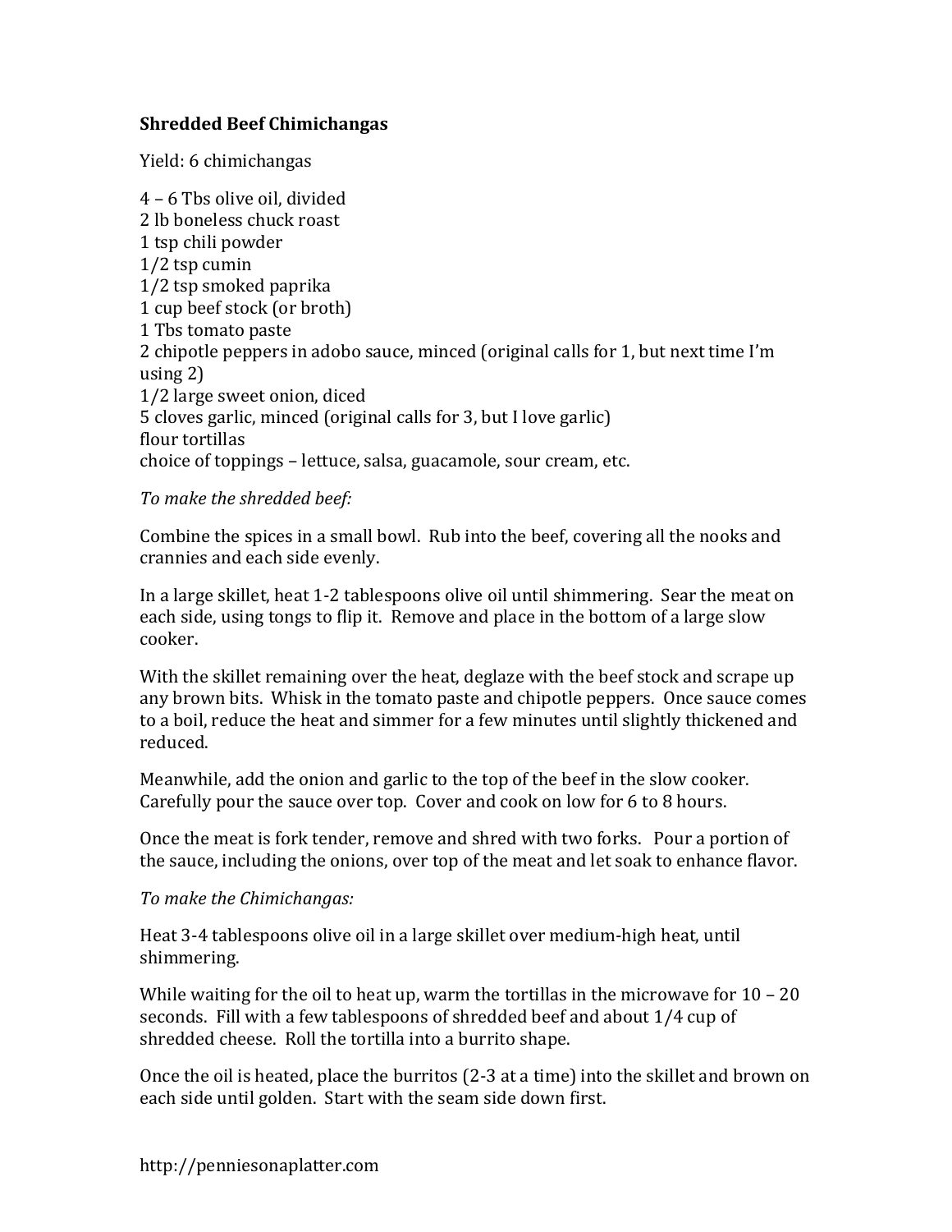**Shredded Beef Chimichangas**

Yield: 6 chimichangas

4 – 6 Tbs olive oil, divided
2 lb boneless chuck roast
1 tsp chili powder
1/2 tsp cumin
1/2 tsp smoked paprika
1 cup beef stock (or broth)
1 Tbs tomato paste
2 chipotle peppers in adobo sauce, minced (original calls for 1, but next time I'm using 2)
1/2 large sweet onion, diced
5 cloves garlic, minced (original calls for 3, but I love garlic)
flour tortillas
choice of toppings – lettuce, salsa, guacamole, sour cream, etc.

*To make the shredded beef:*

Combine the spices in a small bowl. Rub into the beef, covering all the nooks and crannies and each side evenly.

In a large skillet, heat 1-2 tablespoons olive oil until shimmering. Sear the meat on each side, using tongs to flip it. Remove and place in the bottom of a large slow cooker.

With the skillet remaining over the heat, deglaze with the beef stock and scrape up any brown bits. Whisk in the tomato paste and chipotle peppers. Once sauce comes to a boil, reduce the heat and simmer for a few minutes until slightly thickened and reduced.

Meanwhile, add the onion and garlic to the top of the beef in the slow cooker. Carefully pour the sauce over top. Cover and cook on low for 6 to 8 hours.

Once the meat is fork tender, remove and shred with two forks. Pour a portion of the sauce, including the onions, over top of the meat and let soak to enhance flavor.

*To make the Chimichangas:*

Heat 3-4 tablespoons olive oil in a large skillet over medium-high heat, until shimmering.

While waiting for the oil to heat up, warm the tortillas in the microwave for 10 – 20 seconds. Fill with a few tablespoons of shredded beef and about 1/4 cup of shredded cheese. Roll the tortilla into a burrito shape.

Once the oil is heated, place the burritos (2-3 at a time) into the skillet and brown on each side until golden. Start with the seam side down first.

http://penniesonaplatter.com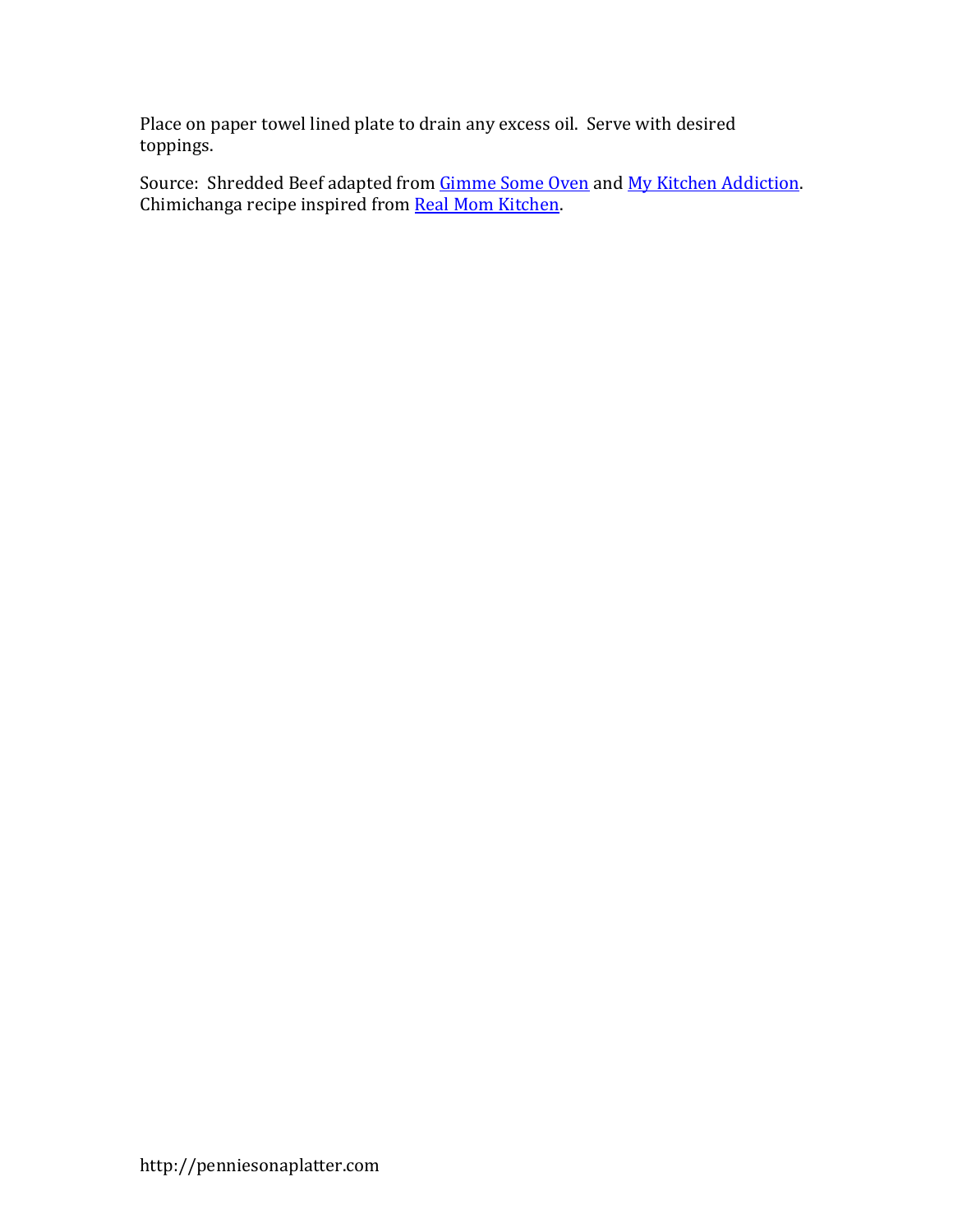Place on paper towel lined plate to drain any excess oil. Serve with desired toppings.

Source: Shredded Beef adapted from Gimme Some Oven and My Kitchen Addiction. Chimichanga recipe inspired from Real Mom Kitchen.